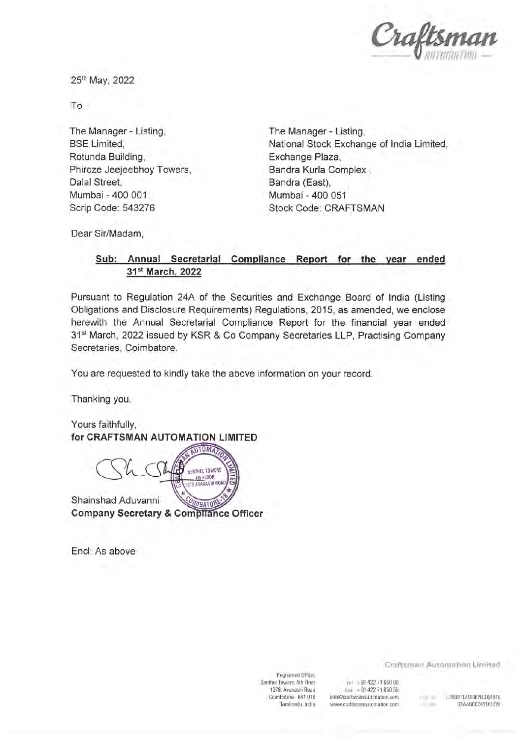25th May, 2022

To

The Manager - Listing,
BSE Limited,
Rotunda Building,
Phiroze Jeejeebhoy Towers,
Dalal Street,
Mumbai - 400 001
Scrip Code: 543276

The Manager - Listing,
National Stock Exchange of India Limited,
Exchange Plaza,
Bandra Kurla Complex,
Bandra (East),
Mumbai - 400 051
Stock Code: CRAFTSMAN

Dear Sir/Madam,

**Sub: Annual Secretarial Compliance Report for the year ended 31st March, 2022**

Pursuant to Regulation 24A of the Securities and Exchange Board of India (Listing Obligations and Disclosure Requirements) Regulations, 2015, as amended, we enclose herewith the Annual Secretarial Compliance Report for the financial year ended 31st March, 2022 issued by KSR & Co Company Secretaries LLP, Practising Company Secretaries, Coimbatore.

You are requested to kindly take the above information on your record.

Thanking you.

Yours faithfully,
**for CRAFTSMAN AUTOMATION LIMITED**

Shainshad Aduvanni
**Company Secretary & Compliance Officer**

Encl: As above

Craftsman Automation Limited

Registered Office:
Senthel Towers, 4th Floor
1078, Avanashi Road
Coimbatore - 641 018
Tamilnadu, India

tel +91 422 71 650 00
fax +91 422 71 650 56
info@craftsmanautomation.com
www.craftsmanautomation.com

L28991TZ1986PLC001816
33AABCC2461K1ZW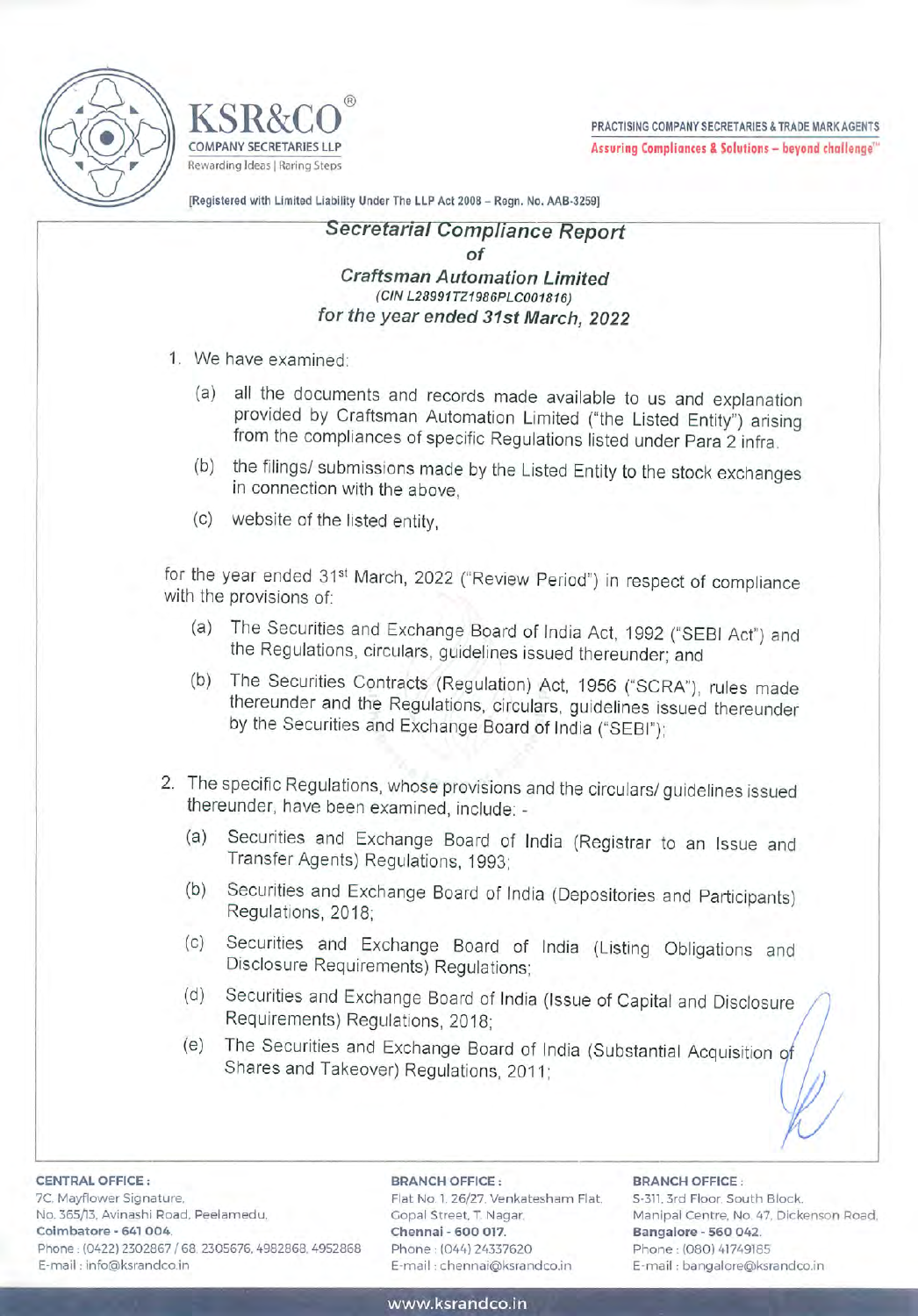KSR&CO®
COMPANY SECRETARIES LLP
Rewarding Ideas | Raring Steps

PRACTISING COMPANY SECRETARIES & TRADE MARK AGENTS
Assuring Compliances & Solutions – beyond challenge™

[Registered with Limited Liability Under The LLP Act 2008 – Regn. No. AAB-3259]

## *Secretarial Compliance Report*
### *of*
### *Craftsman Automation Limited*
*(CIN L28991TZ1986PLC001816)*
### *for the year ended 31st March, 2022*

1. We have examined:

   (a) all the documents and records made available to us and explanation provided by Craftsman Automation Limited ("the Listed Entity") arising from the compliances of specific Regulations listed under Para 2 infra.

   (b) the filings/ submissions made by the Listed Entity to the stock exchanges in connection with the above,

   (c) website of the listed entity,

for the year ended 31st March, 2022 ("Review Period") in respect of compliance with the provisions of:

   (a) The Securities and Exchange Board of India Act, 1992 ("SEBI Act") and the Regulations, circulars, guidelines issued thereunder; and

   (b) The Securities Contracts (Regulation) Act, 1956 ("SCRA"), rules made thereunder and the Regulations, circulars, guidelines issued thereunder by the Securities and Exchange Board of India ("SEBI");

2. The specific Regulations, whose provisions and the circulars/ guidelines issued thereunder, have been examined, include: -

   (a) Securities and Exchange Board of India (Registrar to an Issue and Transfer Agents) Regulations, 1993;

   (b) Securities and Exchange Board of India (Depositories and Participants) Regulations, 2018;

   (c) Securities and Exchange Board of India (Listing Obligations and Disclosure Requirements) Regulations;

   (d) Securities and Exchange Board of India (Issue of Capital and Disclosure Requirements) Regulations, 2018;

   (e) The Securities and Exchange Board of India (Substantial Acquisition of Shares and Takeover) Regulations, 2011;

**CENTRAL OFFICE :**
7C, Mayflower Signature,
No. 365/13, Avinashi Road, Peelamedu,
**Coimbatore - 641 004.**
Phone : (0422) 2302867 / 68, 2305676, 4982868, 4952868
E-mail : info@ksrandco.in

**BRANCH OFFICE :**
Flat No. 1, 26/27, Venkatesham Flat,
Gopal Street, T. Nagar,
**Chennai - 600 017.**
Phone : (044) 24337620
E-mail : chennai@ksrandco.in

**BRANCH OFFICE :**
S-311, 3rd Floor, South Block,
Manipal Centre, No. 47, Dickenson Road,
**Bangalore - 560 042.**
Phone : (080) 41749165
E-mail : bangalore@ksrandco.in

www.ksrandco.in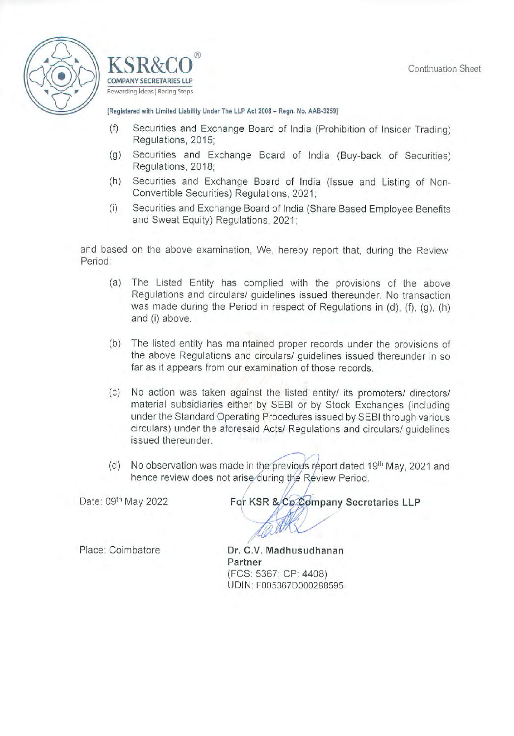(f) Securities and Exchange Board of India (Prohibition of Insider Trading) Regulations, 2015;

(g) Securities and Exchange Board of India (Buy-back of Securities) Regulations, 2018;

(h) Securities and Exchange Board of India (Issue and Listing of Non-Convertible Securities) Regulations, 2021;

(i) Securities and Exchange Board of India (Share Based Employee Benefits and Sweat Equity) Regulations, 2021;

and based on the above examination, We, hereby report that, during the Review Period:

(a) The Listed Entity has complied with the provisions of the above Regulations and circulars/ guidelines issued thereunder. No transaction was made during the Period in respect of Regulations in (d), (f), (g), (h) and (i) above.

(b) The listed entity has maintained proper records under the provisions of the above Regulations and circulars/ guidelines issued thereunder in so far as it appears from our examination of those records.

(c) No action was taken against the listed entity/ its promoters/ directors/ material subsidiaries either by SEBI or by Stock Exchanges (including under the Standard Operating Procedures issued by SEBI through various circulars) under the aforesaid Acts/ Regulations and circulars/ guidelines issued thereunder.

(d) No observation was made in the previous report dated 19th May, 2021 and hence review does not arise during the Review Period.

Date: 09th May 2022

Place: Coimbatore

**For KSR & Co Company Secretaries LLP**

**Dr. C.V. Madhusudhanan**
**Partner**
(FCS: 5367; CP: 4408)
UDIN: F005367D000288595